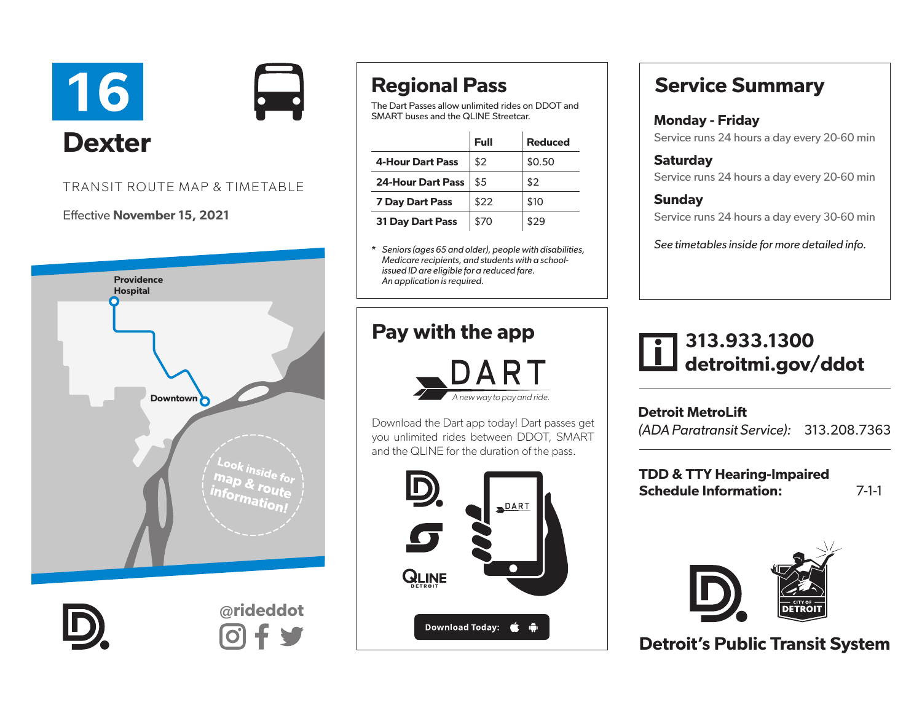# 16

# Dexter

TRANSIT ROUTE MAP & TIMETABLE

Effective **November 15, 2021**

Providence Hospital

Downtown

Look inside for map & route information!

@rideddot

## Regional Pass

The Dart Passes allow unlimited rides on DDOT and SMART buses and the QLINE Streetcar.

| | Full | Reduced |
|---|---|---|
| **4-Hour Dart Pass** | $2 | $0.50 |
| **24-Hour Dart Pass** | $5 | $2 |
| **7 Day Dart Pass** | $22 | $10 |
| **31 Day Dart Pass** | $70 | $29 |

* *Seniors (ages 65 and older), people with disabilities, Medicare recipients, and students with a school-issued ID are eligible for a reduced fare. An application is required.*

## Pay with the app

DART

*A new way to pay and ride.*

Download the Dart app today! Dart passes get you unlimited rides between DDOT, SMART and the QLINE for the duration of the pass.

QLINE DETROIT

DART

Download Today:

## Service Summary

**Monday - Friday**
Service runs 24 hours a day every 20-60 min

**Saturday**
Service runs 24 hours a day every 20-60 min

**Sunday**
Service runs 24 hours a day every 30-60 min

*See timetables inside for more detailed info.*

**313.933.1300**
**detroitmi.gov/ddot**

**Detroit MetroLift**
*(ADA Paratransit Service):* 313.208.7363

**TDD & TTY Hearing-Impaired Schedule Information:** 7-1-1

CITY OF DETROIT

**Detroit's Public Transit System**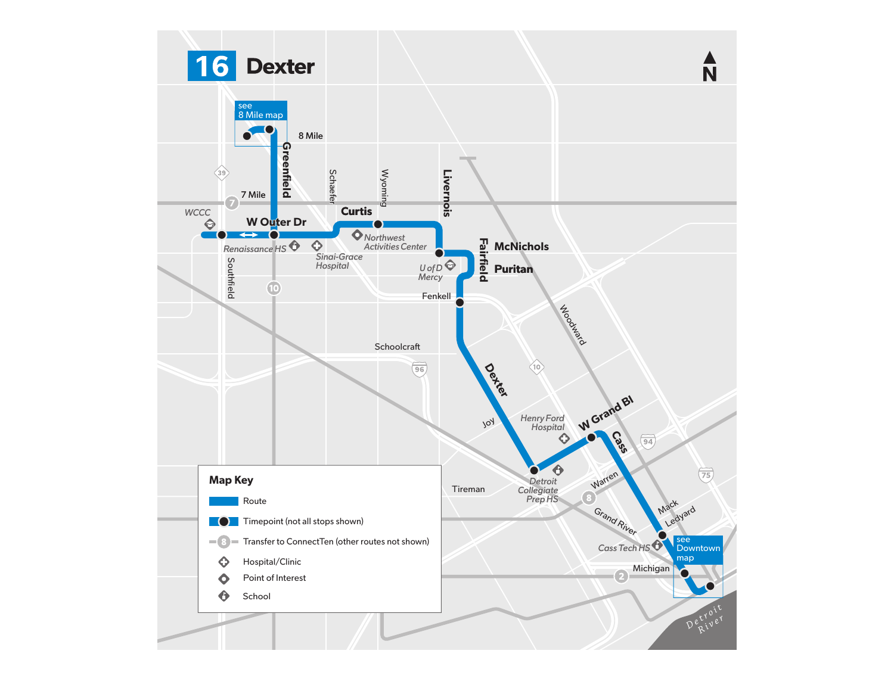# 16 Dexter

N

see 8 Mile map

8 Mile

Greenfield

7 Mile

WCCC

W Outer Dr

Renaissance HS

Southfield

Schaefer

Wyoming

Curtis

Northwest Activities Center

Sinai-Grace Hospital

Livernois

U of D Mercy

Fairfield

McNichols

Puritan

Fenkell

Schoolcraft

Dexter

Woodward

Joy

Henry Ford Hospital

W Grand Bl

Cass

Detroit Collegiate Prep HS

Tireman

Warren

Grand River

Mack

Ledyard

Cass Tech HS

see Downtown map

Michigan

Detroit River

## Map Key

- Route
- Timepoint (not all stops shown)
- Transfer to ConnectTen (other routes not shown)
- Hospital/Clinic
- Point of Interest
- School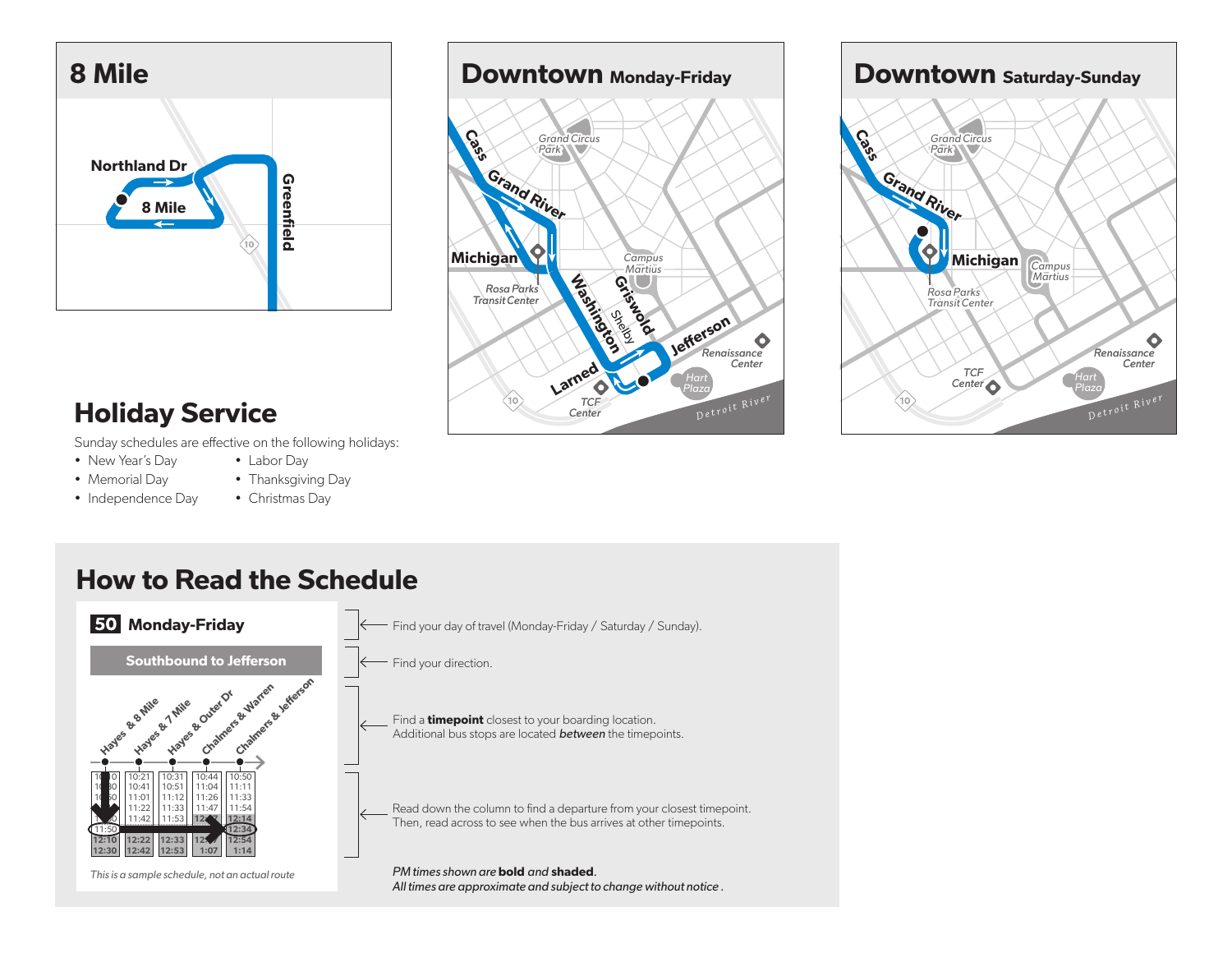## 8 Mile

Northland Dr

8 Mile

Greenfield

## Downtown Monday-Friday

Cass

Grand River

Grand Circus Park

Michigan

Rosa Parks Transit Center

Campus Martius

Washington

Griswold

Shelby

Jefferson

Renaissance Center

Larned

TCF Center

Hart Plaza

Detroit River

## Downtown Saturday-Sunday

Cass

Grand River

Grand Circus Park

Michigan

Rosa Parks Transit Center

Campus Martius

Renaissance Center

TCF Center

Hart Plaza

Detroit River

## Holiday Service

Sunday schedules are effective on the following holidays:

- New Year's Day
- Memorial Day
- Independence Day
- Labor Day
- Thanksgiving Day
- Christmas Day

## How to Read the Schedule

**50 Monday-Friday**

**Southbound to Jefferson**

| Hayes & 8 Mile | Hayes & 7 Mile | Hayes & Outer Dr | Chalmers & Warren | Chalmers & Jefferson |
|---|---|---|---|---|
| 10:10 | 10:21 | 10:31 | 10:44 | 10:50 |
| 10:30 | 10:41 | 10:51 | 11:04 | 11:11 |
| 10:50 | 11:01 | 11:12 | 11:26 | 11:33 |
| 11:10 | 11:22 | 11:33 | 11:47 | 11:54 |
| 11:30 | 11:42 | 11:53 | 12:07 | **12:14** |
| 11:50 | | | | **12:34** |
| **12:10** | **12:22** | **12:33** | **12:47** | **12:54** |
| **12:30** | **12:42** | **12:53** | **1:07** | **1:14** |

*This is a sample schedule, not an actual route*

Find your day of travel (Monday-Friday / Saturday / Sunday).

Find your direction.

Find a **timepoint** closest to your boarding location. Additional bus stops are located *between* the timepoints.

Read down the column to find a departure from your closest timepoint. Then, read across to see when the bus arrives at other timepoints.

*PM times shown are **bold** and **shaded**.*
*All times are approximate and subject to change without notice.*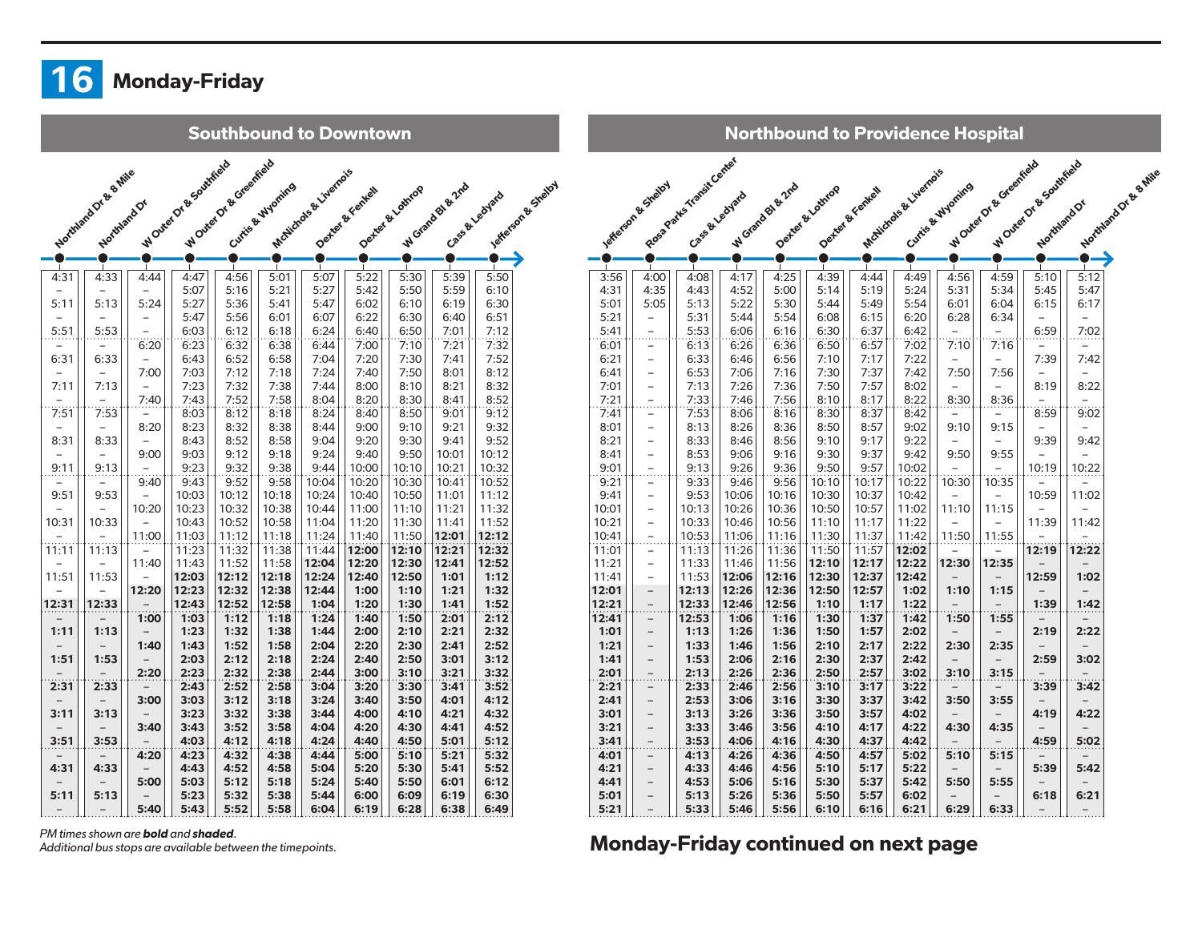# 16 Monday-Friday

## Southbound to Downtown

| Northland Dr & 8 Mile | Northland Dr | W Outer Dr & Southfield | W Outer Dr & Greenfield | Curtis & Wyoming | McNichols & Livernois | Dexter & Fenkell | Dexter & Lothrop | W Grand Bl & 2nd | Cass & Ledyard | Jefferson & Shelby |
|---|---|---|---|---|---|---|---|---|---|---|
| 4:31 | 4:33 | 4:44 | 4:47 | 4:56 | 5:01 | 5:07 | 5:22 | 5:30 | 5:39 | 5:50 |
| – | – | – | 5:07 | 5:16 | 5:21 | 5:27 | 5:42 | 5:50 | 5:59 | 6:10 |
| 5:11 | 5:13 | 5:24 | 5:27 | 5:36 | 5:41 | 5:47 | 6:02 | 6:10 | 6:19 | 6:30 |
| – | – | – | 5:47 | 5:56 | 6:01 | 6:07 | 6:22 | 6:30 | 6:40 | 6:51 |
| 5:51 | 5:53 | – | 6:03 | 6:12 | 6:18 | 6:24 | 6:40 | 6:50 | 7:01 | 7:12 |
| – | – | 6:20 | 6:23 | 6:32 | 6:38 | 6:44 | 7:00 | 7:10 | 7:21 | 7:32 |
| 6:31 | 6:33 | – | 6:43 | 6:52 | 6:58 | 7:04 | 7:20 | 7:30 | 7:41 | 7:52 |
| – | – | 7:00 | 7:03 | 7:12 | 7:18 | 7:24 | 7:40 | 7:50 | 8:01 | 8:12 |
| 7:11 | 7:13 | – | 7:23 | 7:32 | 7:38 | 7:44 | 8:00 | 8:10 | 8:21 | 8:32 |
| – | – | 7:40 | 7:43 | 7:52 | 7:58 | 8:04 | 8:20 | 8:30 | 8:41 | 8:52 |
| 7:51 | 7:53 | – | 8:03 | 8:12 | 8:18 | 8:24 | 8:40 | 8:50 | 9:01 | 9:12 |
| – | – | 8:20 | 8:23 | 8:32 | 8:38 | 8:44 | 9:00 | 9:10 | 9:21 | 9:32 |
| 8:31 | 8:33 | – | 8:43 | 8:52 | 8:58 | 9:04 | 9:20 | 9:30 | 9:41 | 9:52 |
| – | – | 9:00 | 9:03 | 9:12 | 9:18 | 9:24 | 9:40 | 9:50 | 10:01 | 10:12 |
| 9:11 | 9:13 | – | 9:23 | 9:32 | 9:38 | 9:44 | 10:00 | 10:10 | 10:21 | 10:32 |
| – | – | 9:40 | 9:43 | 9:52 | 9:58 | 10:04 | 10:20 | 10:30 | 10:41 | 10:52 |
| 9:51 | 9:53 | – | 10:03 | 10:12 | 10:18 | 10:24 | 10:40 | 10:50 | 11:01 | 11:12 |
| – | – | 10:20 | 10:23 | 10:32 | 10:38 | 10:44 | 11:00 | 11:10 | 11:21 | 11:32 |
| 10:31 | 10:33 | – | 10:43 | 10:52 | 10:58 | 11:04 | 11:20 | 11:30 | 11:41 | 11:52 |
| – | – | 11:00 | 11:03 | 11:12 | 11:18 | 11:24 | 11:40 | 11:50 | **12:01** | **12:12** |
| 11:11 | 11:13 | – | 11:23 | 11:32 | 11:38 | 11:44 | **12:00** | **12:10** | **12:21** | **12:32** |
| – | – | 11:40 | 11:43 | 11:52 | 11:58 | **12:04** | **12:20** | **12:30** | **12:41** | **12:52** |
| 11:51 | 11:53 | – | **12:03** | **12:12** | **12:18** | **12:24** | **12:40** | **12:50** | **1:01** | **1:12** |
| – | – | **12:20** | **12:23** | **12:32** | **12:38** | **12:44** | **1:00** | **1:10** | **1:21** | **1:32** |
| **12:31** | **12:33** | – | **12:43** | **12:52** | **12:58** | **1:04** | **1:20** | **1:30** | **1:41** | **1:52** |
| – | – | **1:00** | **1:03** | **1:12** | **1:18** | **1:24** | **1:40** | **1:50** | **2:01** | **2:12** |
| **1:11** | **1:13** | – | **1:23** | **1:32** | **1:38** | **1:44** | **2:00** | **2:10** | **2:21** | **2:32** |
| – | – | **1:40** | **1:43** | **1:52** | **1:58** | **2:04** | **2:20** | **2:30** | **2:41** | **2:52** |
| **1:51** | **1:53** | – | **2:03** | **2:12** | **2:18** | **2:24** | **2:40** | **2:50** | **3:01** | **3:12** |
| – | – | **2:20** | **2:23** | **2:32** | **2:38** | **2:44** | **3:00** | **3:10** | **3:21** | **3:32** |
| **2:31** | **2:33** | – | **2:43** | **2:52** | **2:58** | **3:04** | **3:20** | **3:30** | **3:41** | **3:52** |
| – | – | **3:00** | **3:03** | **3:12** | **3:18** | **3:24** | **3:40** | **3:50** | **4:01** | **4:12** |
| **3:11** | **3:13** | – | **3:23** | **3:32** | **3:38** | **3:44** | **4:00** | **4:10** | **4:21** | **4:32** |
| – | – | **3:40** | **3:43** | **3:52** | **3:58** | **4:04** | **4:20** | **4:30** | **4:41** | **4:52** |
| **3:51** | **3:53** | – | **4:03** | **4:12** | **4:18** | **4:24** | **4:40** | **4:50** | **5:01** | **5:12** |
| – | – | **4:20** | **4:23** | **4:32** | **4:38** | **4:44** | **5:00** | **5:10** | **5:21** | **5:32** |
| **4:31** | **4:33** | – | **4:43** | **4:52** | **4:58** | **5:04** | **5:20** | **5:30** | **5:41** | **5:52** |
| – | – | **5:00** | **5:03** | **5:12** | **5:18** | **5:24** | **5:40** | **5:50** | **6:01** | **6:12** |
| **5:11** | **5:13** | – | **5:23** | **5:32** | **5:38** | **5:44** | **6:00** | **6:09** | **6:19** | **6:30** |
| – | – | **5:40** | **5:43** | **5:52** | **5:58** | **6:04** | **6:19** | **6:28** | **6:38** | **6:49** |

*PM times shown are **bold** and **shaded**.*
*Additional bus stops are available between the timepoints.*

## Northbound to Providence Hospital

| Jefferson & Shelby | Rosa Parks Transit Center | Cass & Ledyard | W Grand Bl & 2nd | Dexter & Lothrop | Dexter & Fenkell | McNichols & Livernois | Curtis & Wyoming | W Outer Dr & Greenfield | W Outer Dr & Southfield | Northland Dr | Northland Dr & 8 Mile |
|---|---|---|---|---|---|---|---|---|---|---|---|
| 3:56 | 4:00 | 4:08 | 4:17 | 4:25 | 4:39 | 4:44 | 4:49 | 4:56 | 4:59 | 5:10 | 5:12 |
| 4:31 | 4:35 | 4:43 | 4:52 | 5:00 | 5:14 | 5:19 | 5:24 | 5:31 | 5:34 | 5:45 | 5:47 |
| 5:01 | 5:05 | 5:13 | 5:22 | 5:30 | 5:44 | 5:49 | 5:54 | 6:01 | 6:04 | 6:15 | 6:17 |
| 5:21 | – | 5:31 | 5:44 | 5:54 | 6:08 | 6:15 | 6:20 | 6:28 | 6:34 | – | – |
| 5:41 | – | 5:53 | 6:06 | 6:16 | 6:30 | 6:37 | 6:42 | – | – | 6:59 | 7:02 |
| 6:01 | – | 6:13 | 6:26 | 6:36 | 6:50 | 6:57 | 7:02 | 7:10 | 7:16 | – | – |
| 6:21 | – | 6:33 | 6:46 | 6:56 | 7:10 | 7:17 | 7:22 | – | – | 7:39 | 7:42 |
| 6:41 | – | 6:53 | 7:06 | 7:16 | 7:30 | 7:37 | 7:42 | 7:50 | 7:56 | – | – |
| 7:01 | – | 7:13 | 7:26 | 7:36 | 7:50 | 7:57 | 8:02 | – | – | 8:19 | 8:22 |
| 7:21 | – | 7:33 | 7:46 | 7:56 | 8:10 | 8:17 | 8:22 | 8:30 | 8:36 | – | – |
| 7:41 | – | 7:53 | 8:06 | 8:16 | 8:30 | 8:37 | 8:42 | – | – | 8:59 | 9:02 |
| 8:01 | – | 8:13 | 8:26 | 8:36 | 8:50 | 8:57 | 9:02 | 9:10 | 9:15 | – | – |
| 8:21 | – | 8:33 | 8:46 | 8:56 | 9:10 | 9:17 | 9:22 | – | – | 9:39 | 9:42 |
| 8:41 | – | 8:53 | 9:06 | 9:16 | 9:30 | 9:37 | 9:42 | 9:50 | 9:55 | – | – |
| 9:01 | – | 9:13 | 9:26 | 9:36 | 9:50 | 9:57 | 10:02 | – | – | 10:19 | 10:22 |
| 9:21 | – | 9:33 | 9:46 | 9:56 | 10:10 | 10:17 | 10:22 | 10:30 | 10:35 | – | – |
| 9:41 | – | 9:53 | 10:06 | 10:16 | 10:30 | 10:37 | 10:42 | – | – | 10:59 | 11:02 |
| 10:01 | – | 10:13 | 10:26 | 10:36 | 10:50 | 10:57 | 11:02 | 11:10 | 11:15 | – | – |
| 10:21 | – | 10:33 | 10:46 | 10:56 | 11:10 | 11:17 | 11:22 | – | – | 11:39 | 11:42 |
| 10:41 | – | 10:53 | 11:06 | 11:16 | 11:30 | 11:37 | 11:42 | 11:50 | 11:55 | – | – |
| 11:01 | – | 11:13 | 11:26 | 11:36 | 11:50 | 11:57 | **12:02** | – | – | **12:19** | **12:22** |
| 11:21 | – | 11:33 | 11:46 | 11:56 | **12:10** | **12:17** | **12:22** | **12:30** | **12:35** | – | – |
| 11:41 | – | 11:53 | **12:06** | **12:16** | **12:30** | **12:37** | **12:42** | – | – | **12:59** | **1:02** |
| **12:01** | – | **12:13** | **12:26** | **12:36** | **12:50** | **12:57** | **1:02** | **1:10** | **1:15** | – | – |
| **12:21** | – | **12:33** | **12:46** | **12:56** | **1:10** | **1:17** | **1:22** | – | – | **1:39** | **1:42** |
| **12:41** | – | **12:53** | **1:06** | **1:16** | **1:30** | **1:37** | **1:42** | **1:50** | **1:55** | – | – |
| **1:01** | – | **1:13** | **1:26** | **1:36** | **1:50** | **1:57** | **2:02** | – | – | **2:19** | **2:22** |
| **1:21** | – | **1:33** | **1:46** | **1:56** | **2:10** | **2:17** | **2:22** | **2:30** | **2:35** | – | – |
| **1:41** | – | **1:53** | **2:06** | **2:16** | **2:30** | **2:37** | **2:42** | – | – | **2:59** | **3:02** |
| **2:01** | – | **2:13** | **2:26** | **2:36** | **2:50** | **2:57** | **3:02** | **3:10** | **3:15** | – | – |
| **2:21** | – | **2:33** | **2:46** | **2:56** | **3:10** | **3:17** | **3:22** | – | – | **3:39** | **3:42** |
| **2:41** | – | **2:53** | **3:06** | **3:16** | **3:30** | **3:37** | **3:42** | **3:50** | **3:55** | – | – |
| **3:01** | – | **3:13** | **3:26** | **3:36** | **3:50** | **3:57** | **4:02** | – | – | **4:19** | **4:22** |
| **3:21** | – | **3:33** | **3:46** | **3:56** | **4:10** | **4:17** | **4:22** | **4:30** | **4:35** | – | – |
| **3:41** | – | **3:53** | **4:06** | **4:16** | **4:30** | **4:37** | **4:42** | – | – | **4:59** | **5:02** |
| **4:01** | – | **4:13** | **4:26** | **4:36** | **4:50** | **4:57** | **5:02** | **5:10** | **5:15** | – | – |
| **4:21** | – | **4:33** | **4:46** | **4:56** | **5:10** | **5:17** | **5:22** | – | – | **5:39** | **5:42** |
| **4:41** | – | **4:53** | **5:06** | **5:16** | **5:30** | **5:37** | **5:42** | **5:50** | **5:55** | – | – |
| **5:01** | – | **5:13** | **5:26** | **5:36** | **5:50** | **5:57** | **6:02** | – | – | **6:18** | **6:21** |
| **5:21** | – | **5:33** | **5:46** | **5:56** | **6:10** | **6:16** | **6:21** | **6:29** | **6:33** | – | – |

## Monday-Friday continued on next page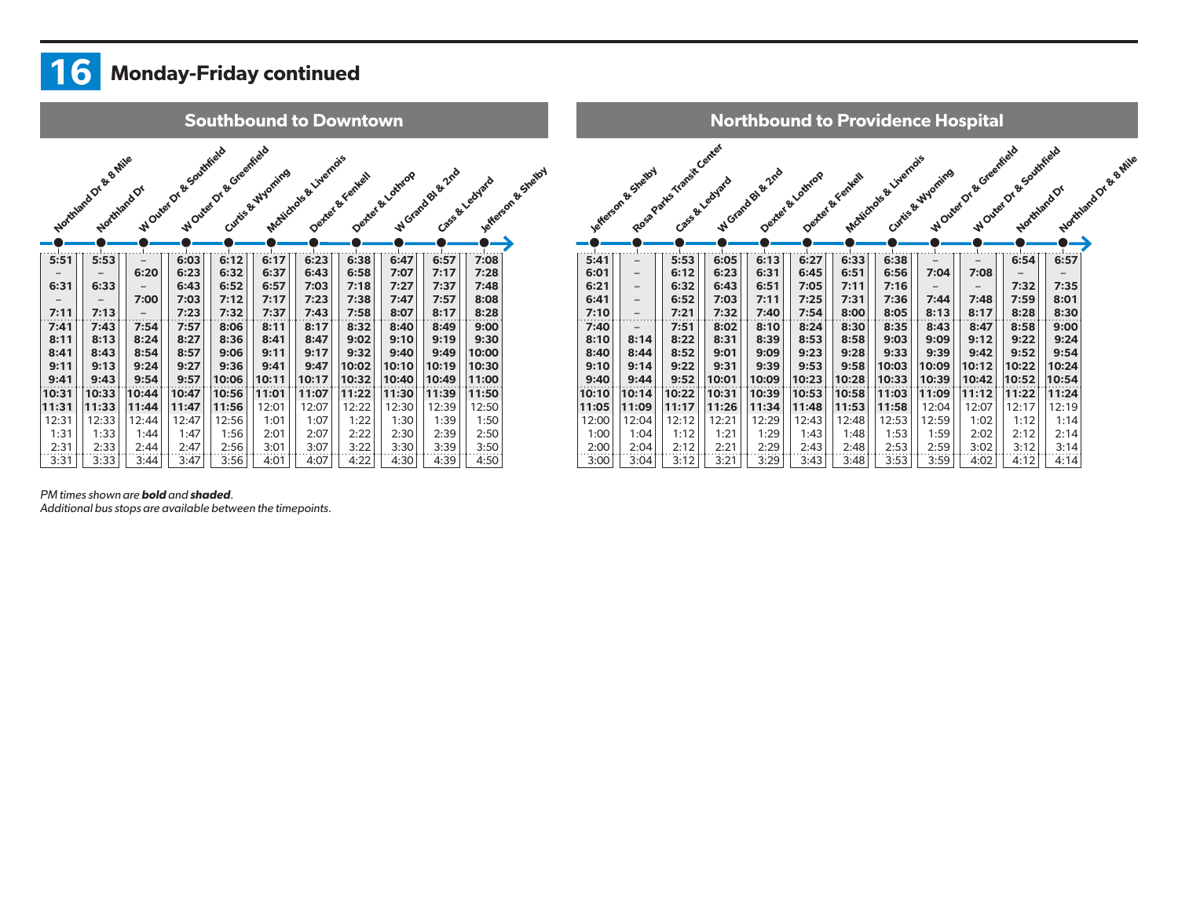# 16 Monday-Friday continued

## Southbound to Downtown

| Northland Dr & 8 Mile | Northland Dr | W Outer Dr & Southfield | W Outer Dr & Greenfield | Curtis & Wyoming | McNichols & Livernois | Dexter & Fenkell | Dexter & Lothrop | W Grand Bl & 2nd | Cass & Ledyard | Jefferson & Shelby |
|---|---|---|---|---|---|---|---|---|---|---|
| 5:51 | 5:53 | – | 6:03 | 6:12 | 6:17 | 6:23 | 6:38 | 6:47 | 6:57 | 7:08 |
| – | – | 6:20 | 6:23 | 6:32 | 6:37 | 6:43 | 6:58 | 7:07 | 7:17 | 7:28 |
| 6:31 | 6:33 | – | 6:43 | 6:52 | 6:57 | 7:03 | 7:18 | 7:27 | 7:37 | 7:48 |
| – | – | 7:00 | 7:03 | 7:12 | 7:17 | 7:23 | 7:38 | 7:47 | 7:57 | 8:08 |
| 7:11 | 7:13 | – | 7:23 | 7:32 | 7:37 | 7:43 | 7:58 | 8:07 | 8:17 | 8:28 |
| 7:41 | 7:43 | 7:54 | 7:57 | 8:06 | 8:11 | 8:17 | 8:32 | 8:40 | 8:49 | 9:00 |
| 8:11 | 8:13 | 8:24 | 8:27 | 8:36 | 8:41 | 8:47 | 9:02 | 9:10 | 9:19 | 9:30 |
| 8:41 | 8:43 | 8:54 | 8:57 | 9:06 | 9:11 | 9:17 | 9:32 | 9:40 | 9:49 | 10:00 |
| 9:11 | 9:13 | 9:24 | 9:27 | 9:36 | 9:41 | 9:47 | 10:02 | 10:10 | 10:19 | 10:30 |
| 9:41 | 9:43 | 9:54 | 9:57 | 10:06 | 10:11 | 10:17 | 10:32 | 10:40 | 10:49 | 11:00 |
| 10:31 | 10:33 | 10:44 | 10:47 | 10:56 | 11:01 | 11:07 | 11:22 | 11:30 | 11:39 | 11:50 |
| 11:31 | 11:33 | 11:44 | 11:47 | 11:56 | **12:01** | **12:07** | **12:22** | **12:30** | **12:39** | **12:50** |
| **12:31** | **12:33** | **12:44** | **12:47** | **12:56** | **1:01** | **1:07** | **1:22** | **1:30** | **1:39** | **1:50** |
| **1:31** | **1:33** | **1:44** | **1:47** | **1:56** | **2:01** | **2:07** | **2:22** | **2:30** | **2:39** | **2:50** |
| **2:31** | **2:33** | **2:44** | **2:47** | **2:56** | **3:01** | **3:07** | **3:22** | **3:30** | **3:39** | **3:50** |
| **3:31** | **3:33** | **3:44** | **3:47** | **3:56** | **4:01** | **4:07** | **4:22** | **4:30** | **4:39** | **4:50** |

## Northbound to Providence Hospital

| Jefferson & Shelby | Rosa Parks Transit Center | Cass & Ledyard | W Grand Bl & 2nd | Dexter & Lothrop | Dexter & Fenkell | McNichols & Livernois | Curtis & Wyoming | W Outer Dr & Greenfield | W Outer Dr & Southfield | Northland Dr | Northland Dr & 8 Mile |
|---|---|---|---|---|---|---|---|---|---|---|---|
| 5:41 | – | 5:53 | 6:05 | 6:13 | 6:27 | 6:33 | 6:38 | – | – | 6:54 | 6:57 |
| 6:01 | – | 6:12 | 6:23 | 6:31 | 6:45 | 6:51 | 6:56 | 7:04 | 7:08 | – | – |
| 6:21 | – | 6:32 | 6:43 | 6:51 | 7:05 | 7:11 | 7:16 | – | – | 7:32 | 7:35 |
| 6:41 | – | 6:52 | 7:03 | 7:11 | 7:25 | 7:31 | 7:36 | 7:44 | 7:48 | 7:59 | 8:01 |
| 7:10 | – | 7:21 | 7:32 | 7:40 | 7:54 | 8:00 | 8:05 | 8:13 | 8:17 | 8:28 | 8:30 |
| 7:40 | – | 7:51 | 8:02 | 8:10 | 8:24 | 8:30 | 8:35 | 8:43 | 8:47 | 8:58 | 9:00 |
| 8:10 | 8:14 | 8:22 | 8:31 | 8:39 | 8:53 | 8:58 | 9:03 | 9:09 | 9:12 | 9:22 | 9:24 |
| 8:40 | 8:44 | 8:52 | 9:01 | 9:09 | 9:23 | 9:28 | 9:33 | 9:39 | 9:42 | 9:52 | 9:54 |
| 9:10 | 9:14 | 9:22 | 9:31 | 9:39 | 9:53 | 9:58 | 10:03 | 10:09 | 10:12 | 10:22 | 10:24 |
| 9:40 | 9:44 | 9:52 | 10:01 | 10:09 | 10:23 | 10:28 | 10:33 | 10:39 | 10:42 | 10:52 | 10:54 |
| 10:10 | 10:14 | 10:22 | 10:31 | 10:39 | 10:53 | 10:58 | 11:03 | 11:09 | 11:12 | 11:22 | 11:24 |
| 11:05 | 11:09 | 11:17 | 11:26 | 11:34 | 11:48 | 11:53 | 11:58 | **12:04** | **12:07** | **12:17** | **12:19** |
| **12:00** | **12:04** | **12:12** | **12:21** | **12:29** | **12:43** | **12:48** | **12:53** | **12:59** | **1:02** | **1:12** | **1:14** |
| **1:00** | **1:04** | **1:12** | **1:21** | **1:29** | **1:43** | **1:48** | **1:53** | **1:59** | **2:02** | **2:12** | **2:14** |
| **2:00** | **2:04** | **2:12** | **2:21** | **2:29** | **2:43** | **2:48** | **2:53** | **2:59** | **3:02** | **3:12** | **3:14** |
| **3:00** | **3:04** | **3:12** | **3:21** | **3:29** | **3:43** | **3:48** | **3:53** | **3:59** | **4:02** | **4:12** | **4:14** |

*PM times shown are **bold** and **shaded**.*
*Additional bus stops are available between the timepoints.*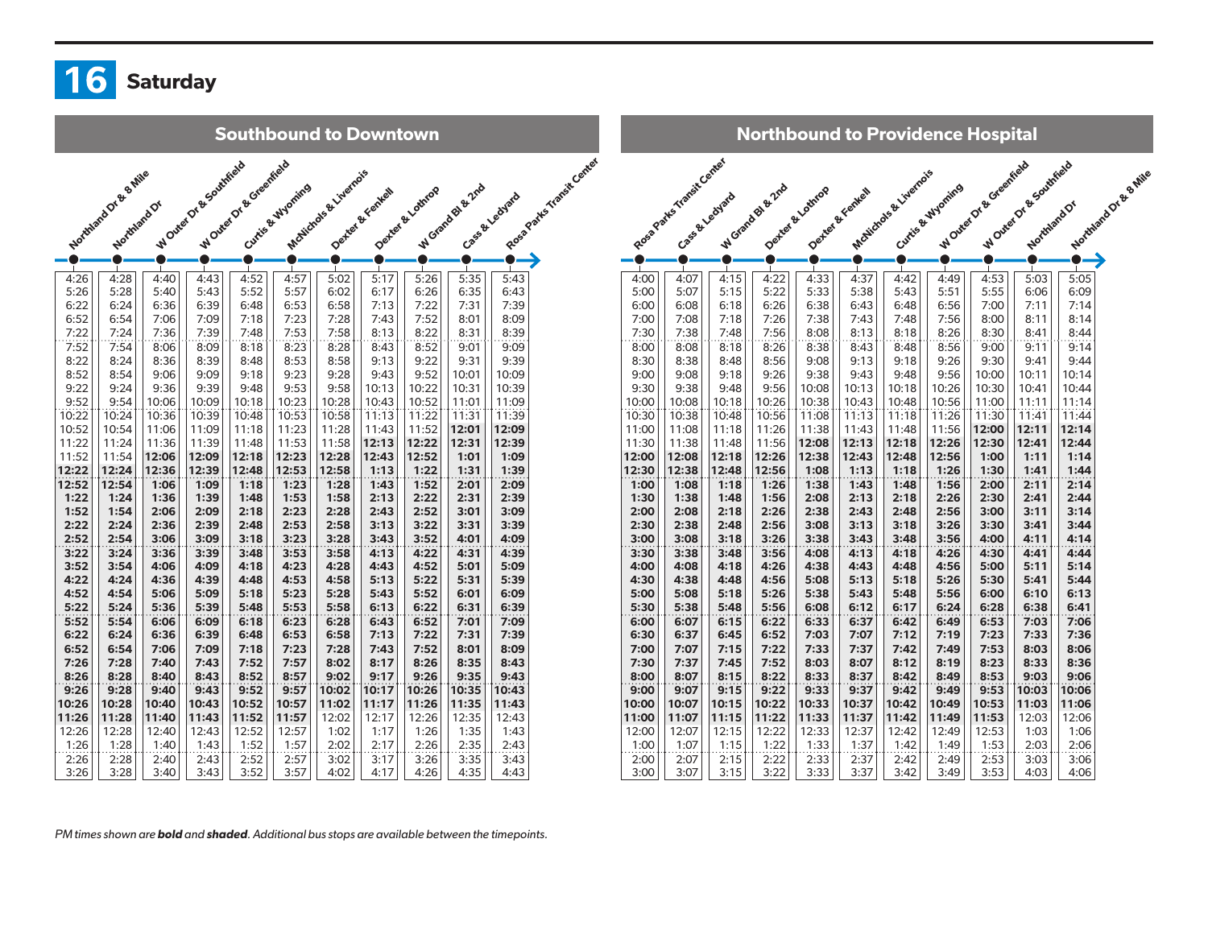# 16 Saturday

## Southbound to Downtown

| Northland Dr & 8 Mile | Northland Dr | W Outer Dr & Southfield | W Outer Dr & Greenfield | Curtis & Wyoming | McNichols & Livernois | Dexter & Fenkell | Dexter & Lothrop | W Grand Bl & 2nd | Cass & Ledyard | Rosa Parks Transit Center |
|---|---|---|---|---|---|---|---|---|---|---|
| 4:26 | 4:28 | 4:40 | 4:43 | 4:52 | 4:57 | 5:02 | 5:17 | 5:26 | 5:35 | 5:43 |
| 5:26 | 5:28 | 5:40 | 5:43 | 5:52 | 5:57 | 6:02 | 6:17 | 6:26 | 6:35 | 6:43 |
| 6:22 | 6:24 | 6:36 | 6:39 | 6:48 | 6:53 | 6:58 | 7:13 | 7:22 | 7:31 | 7:39 |
| 6:52 | 6:54 | 7:06 | 7:09 | 7:18 | 7:23 | 7:28 | 7:43 | 7:52 | 8:01 | 8:09 |
| 7:22 | 7:24 | 7:36 | 7:39 | 7:48 | 7:53 | 7:58 | 8:13 | 8:22 | 8:31 | 8:39 |
| 7:52 | 7:54 | 8:06 | 8:09 | 8:18 | 8:23 | 8:28 | 8:43 | 8:52 | 9:01 | 9:09 |
| 8:22 | 8:24 | 8:36 | 8:39 | 8:48 | 8:53 | 8:58 | 9:13 | 9:22 | 9:31 | 9:39 |
| 8:52 | 8:54 | 9:06 | 9:09 | 9:18 | 9:23 | 9:28 | 9:43 | 9:52 | 10:01 | 10:09 |
| 9:22 | 9:24 | 9:36 | 9:39 | 9:48 | 9:53 | 9:58 | 10:13 | 10:22 | 10:31 | 10:39 |
| 9:52 | 9:54 | 10:06 | 10:09 | 10:18 | 10:23 | 10:28 | 10:43 | 10:52 | 11:01 | 11:09 |
| 10:22 | 10:24 | 10:36 | 10:39 | 10:48 | 10:53 | 10:58 | 11:13 | 11:22 | 11:31 | 11:39 |
| 10:52 | 10:54 | 11:06 | 11:09 | 11:18 | 11:23 | 11:28 | 11:43 | 11:52 | **12:01** | **12:09** |
| 11:22 | 11:24 | 11:36 | 11:39 | 11:48 | 11:53 | 11:58 | **12:13** | **12:22** | **12:31** | **12:39** |
| 11:52 | 11:54 | **12:06** | **12:09** | **12:18** | **12:23** | **12:28** | **12:43** | **12:52** | **1:01** | **1:09** |
| **12:22** | **12:24** | **12:36** | **12:39** | **12:48** | **12:53** | **12:58** | **1:13** | **1:22** | **1:31** | **1:39** |
| **12:52** | **12:54** | **1:06** | **1:09** | **1:18** | **1:23** | **1:28** | **1:43** | **1:52** | **2:01** | **2:09** |
| **1:22** | **1:24** | **1:36** | **1:39** | **1:48** | **1:53** | **1:58** | **2:13** | **2:22** | **2:31** | **2:39** |
| **1:52** | **1:54** | **2:06** | **2:09** | **2:18** | **2:23** | **2:28** | **2:43** | **2:52** | **3:01** | **3:09** |
| **2:22** | **2:24** | **2:36** | **2:39** | **2:48** | **2:53** | **2:58** | **3:13** | **3:22** | **3:31** | **3:39** |
| **2:52** | **2:54** | **3:06** | **3:09** | **3:18** | **3:23** | **3:28** | **3:43** | **3:52** | **4:01** | **4:09** |
| **3:22** | **3:24** | **3:36** | **3:39** | **3:48** | **3:53** | **3:58** | **4:13** | **4:22** | **4:31** | **4:39** |
| **3:52** | **3:54** | **4:06** | **4:09** | **4:18** | **4:23** | **4:28** | **4:43** | **4:52** | **5:01** | **5:09** |
| **4:22** | **4:24** | **4:36** | **4:39** | **4:48** | **4:53** | **4:58** | **5:13** | **5:22** | **5:31** | **5:39** |
| **4:52** | **4:54** | **5:06** | **5:09** | **5:18** | **5:23** | **5:28** | **5:43** | **5:52** | **6:01** | **6:09** |
| **5:22** | **5:24** | **5:36** | **5:39** | **5:48** | **5:53** | **5:58** | **6:13** | **6:22** | **6:31** | **6:39** |
| **5:52** | **5:54** | **6:06** | **6:09** | **6:18** | **6:23** | **6:28** | **6:43** | **6:52** | **7:01** | **7:09** |
| **6:22** | **6:24** | **6:36** | **6:39** | **6:48** | **6:53** | **6:58** | **7:13** | **7:22** | **7:31** | **7:39** |
| **6:52** | **6:54** | **7:06** | **7:09** | **7:18** | **7:23** | **7:28** | **7:43** | **7:52** | **8:01** | **8:09** |
| **7:26** | **7:28** | **7:40** | **7:43** | **7:52** | **7:57** | **8:02** | **8:17** | **8:26** | **8:35** | **8:43** |
| **8:26** | **8:28** | **8:40** | **8:43** | **8:52** | **8:57** | **9:02** | **9:17** | **9:26** | **9:35** | **9:43** |
| **9:26** | **9:28** | **9:40** | **9:43** | **9:52** | **9:57** | **10:02** | **10:17** | **10:26** | **10:35** | **10:43** |
| **10:26** | **10:28** | **10:40** | **10:43** | **10:52** | **10:57** | **11:02** | **11:17** | **11:26** | **11:35** | **11:43** |
| **11:26** | **11:28** | **11:40** | **11:43** | **11:52** | **11:57** | 12:02 | 12:17 | 12:26 | 12:35 | 12:43 |
| 12:26 | 12:28 | 12:40 | 12:43 | 12:52 | 12:57 | 1:02 | 1:17 | 1:26 | 1:35 | 1:43 |
| 1:26 | 1:28 | 1:40 | 1:43 | 1:52 | 1:57 | 2:02 | 2:17 | 2:26 | 2:35 | 2:43 |
| 2:26 | 2:28 | 2:40 | 2:43 | 2:52 | 2:57 | 3:02 | 3:17 | 3:26 | 3:35 | 3:43 |
| 3:26 | 3:28 | 3:40 | 3:43 | 3:52 | 3:57 | 4:02 | 4:17 | 4:26 | 4:35 | 4:43 |

## Northbound to Providence Hospital

| Rosa Parks Transit Center | Cass & Ledyard | W Grand Bl & 2nd | Dexter & Lothrop | Dexter & Fenkell | McNichols & Livernois | Curtis & Wyoming | W Outer Dr & Greenfield | W Outer Dr & Southfield | Northland Dr | Northland Dr & 8 Mile |
|---|---|---|---|---|---|---|---|---|---|---|
| 4:00 | 4:07 | 4:15 | 4:22 | 4:33 | 4:37 | 4:42 | 4:49 | 4:53 | 5:03 | 5:05 |
| 5:00 | 5:07 | 5:15 | 5:22 | 5:33 | 5:38 | 5:43 | 5:51 | 5:55 | 6:06 | 6:09 |
| 6:00 | 6:08 | 6:18 | 6:26 | 6:38 | 6:43 | 6:48 | 6:56 | 7:00 | 7:11 | 7:14 |
| 7:00 | 7:08 | 7:18 | 7:26 | 7:38 | 7:43 | 7:48 | 7:56 | 8:00 | 8:11 | 8:14 |
| 7:30 | 7:38 | 7:48 | 7:56 | 8:08 | 8:13 | 8:18 | 8:26 | 8:30 | 8:41 | 8:44 |
| 8:00 | 8:08 | 8:18 | 8:26 | 8:38 | 8:43 | 8:48 | 8:56 | 9:00 | 9:11 | 9:14 |
| 8:30 | 8:38 | 8:48 | 8:56 | 9:08 | 9:13 | 9:18 | 9:26 | 9:30 | 9:41 | 9:44 |
| 9:00 | 9:08 | 9:18 | 9:26 | 9:38 | 9:43 | 9:48 | 9:56 | 10:00 | 10:11 | 10:14 |
| 9:30 | 9:38 | 9:48 | 9:56 | 10:08 | 10:13 | 10:18 | 10:26 | 10:30 | 10:41 | 10:44 |
| 10:00 | 10:08 | 10:18 | 10:26 | 10:38 | 10:43 | 10:48 | 10:56 | 11:00 | 11:11 | 11:14 |
| 10:30 | 10:38 | 10:48 | 10:56 | 11:08 | 11:13 | 11:18 | 11:26 | 11:30 | 11:41 | 11:44 |
| 11:00 | 11:08 | 11:18 | 11:26 | 11:38 | 11:43 | 11:48 | 11:56 | **12:00** | **12:11** | **12:14** |
| 11:30 | 11:38 | 11:48 | 11:56 | **12:08** | **12:13** | **12:18** | **12:26** | **12:30** | **12:41** | **12:44** |
| **12:00** | **12:08** | **12:18** | **12:26** | **12:38** | **12:43** | **12:48** | **12:56** | **1:00** | **1:11** | **1:14** |
| **12:30** | **12:38** | **12:48** | **12:56** | **1:08** | **1:13** | **1:18** | **1:26** | **1:30** | **1:41** | **1:44** |
| **1:00** | **1:08** | **1:18** | **1:26** | **1:38** | **1:43** | **1:48** | **1:56** | **2:00** | **2:11** | **2:14** |
| **1:30** | **1:38** | **1:48** | **1:56** | **2:08** | **2:13** | **2:18** | **2:26** | **2:30** | **2:41** | **2:44** |
| **2:00** | **2:08** | **2:18** | **2:26** | **2:38** | **2:43** | **2:48** | **2:56** | **3:00** | **3:11** | **3:14** |
| **2:30** | **2:38** | **2:48** | **2:56** | **3:08** | **3:13** | **3:18** | **3:26** | **3:30** | **3:41** | **3:44** |
| **3:00** | **3:08** | **3:18** | **3:26** | **3:38** | **3:43** | **3:48** | **3:56** | **4:00** | **4:11** | **4:14** |
| **3:30** | **3:38** | **3:48** | **3:56** | **4:08** | **4:13** | **4:18** | **4:26** | **4:30** | **4:41** | **4:44** |
| **4:00** | **4:08** | **4:18** | **4:26** | **4:38** | **4:43** | **4:48** | **4:56** | **5:00** | **5:11** | **5:14** |
| **4:30** | **4:38** | **4:48** | **4:56** | **5:08** | **5:13** | **5:18** | **5:26** | **5:30** | **5:41** | **5:44** |
| **5:00** | **5:08** | **5:18** | **5:26** | **5:38** | **5:43** | **5:48** | **5:56** | **6:00** | **6:10** | **6:13** |
| **5:30** | **5:38** | **5:48** | **5:56** | **6:08** | **6:12** | **6:17** | **6:24** | **6:28** | **6:38** | **6:41** |
| **6:00** | **6:07** | **6:15** | **6:22** | **6:33** | **6:37** | **6:42** | **6:49** | **6:53** | **7:03** | **7:06** |
| **6:30** | **6:37** | **6:45** | **6:52** | **7:03** | **7:07** | **7:12** | **7:19** | **7:23** | **7:33** | **7:36** |
| **7:00** | **7:07** | **7:15** | **7:22** | **7:33** | **7:37** | **7:42** | **7:49** | **7:53** | **8:03** | **8:06** |
| **7:30** | **7:37** | **7:45** | **7:52** | **8:03** | **8:07** | **8:12** | **8:19** | **8:23** | **8:33** | **8:36** |
| **8:00** | **8:07** | **8:15** | **8:22** | **8:33** | **8:37** | **8:42** | **8:49** | **8:53** | **9:03** | **9:06** |
| **9:00** | **9:07** | **9:15** | **9:22** | **9:33** | **9:37** | **9:42** | **9:49** | **9:53** | **10:03** | **10:06** |
| **10:00** | **10:07** | **10:15** | **10:22** | **10:33** | **10:37** | **10:42** | **10:49** | **10:53** | **11:03** | **11:06** |
| **11:00** | **11:07** | **11:15** | **11:22** | **11:33** | **11:37** | **11:42** | **11:49** | **11:53** | 12:03 | 12:06 |
| 12:00 | 12:07 | 12:15 | 12:22 | 12:33 | 12:37 | 12:42 | 12:49 | 12:53 | 1:03 | 1:06 |
| 1:00 | 1:07 | 1:15 | 1:22 | 1:33 | 1:37 | 1:42 | 1:49 | 1:53 | 2:03 | 2:06 |
| 2:00 | 2:07 | 2:15 | 2:22 | 2:33 | 2:37 | 2:42 | 2:49 | 2:53 | 3:03 | 3:06 |
| 3:00 | 3:07 | 3:15 | 3:22 | 3:33 | 3:37 | 3:42 | 3:49 | 3:53 | 4:03 | 4:06 |

*PM times shown are **bold** and **shaded**. Additional bus stops are available between the timepoints.*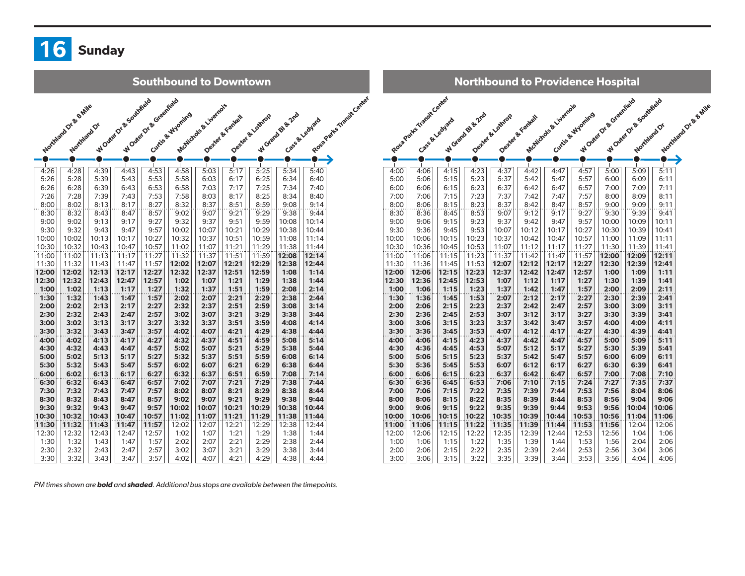# 16 Sunday

## Southbound to Downtown

| Northland Dr & 8 Mile | Northland Dr | W Outer Dr & Southfield | W Outer Dr & Greenfield | Curtis & Wyoming | McNichols & Livernois | Dexter & Fenkell | Dexter & Lothrop | W Grand Bl & 2nd | Cass & Ledyard | Rosa Parks Transit Center |
|---|---|---|---|---|---|---|---|---|---|---|
| 4:26 | 4:28 | 4:39 | 4:43 | 4:53 | 4:58 | 5:03 | 5:17 | 5:25 | 5:34 | 5:40 |
| 5:26 | 5:28 | 5:39 | 5:43 | 5:53 | 5:58 | 6:03 | 6:17 | 6:25 | 6:34 | 6:40 |
| 6:26 | 6:28 | 6:39 | 6:43 | 6:53 | 6:58 | 7:03 | 7:17 | 7:25 | 7:34 | 7:40 |
| 7:26 | 7:28 | 7:39 | 7:43 | 7:53 | 7:58 | 8:03 | 8:17 | 8:25 | 8:34 | 8:40 |
| 8:00 | 8:02 | 8:13 | 8:17 | 8:27 | 8:32 | 8:37 | 8:51 | 8:59 | 9:08 | 9:14 |
| 8:30 | 8:32 | 8:43 | 8:47 | 8:57 | 9:02 | 9:07 | 9:21 | 9:29 | 9:38 | 9:44 |
| 9:00 | 9:02 | 9:13 | 9:17 | 9:27 | 9:32 | 9:37 | 9:51 | 9:59 | 10:08 | 10:14 |
| 9:30 | 9:32 | 9:43 | 9:47 | 9:57 | 10:02 | 10:07 | 10:21 | 10:29 | 10:38 | 10:44 |
| 10:00 | 10:02 | 10:13 | 10:17 | 10:27 | 10:32 | 10:37 | 10:51 | 10:59 | 11:08 | 11:14 |
| 10:30 | 10:32 | 10:43 | 10:47 | 10:57 | 11:02 | 11:07 | 11:21 | 11:29 | 11:38 | 11:44 |
| 11:00 | 11:02 | 11:13 | 11:17 | 11:27 | 11:32 | 11:37 | 11:51 | 11:59 | **12:08** | **12:14** |
| 11:30 | 11:32 | 11:43 | 11:47 | 11:57 | **12:02** | **12:07** | **12:21** | **12:29** | **12:38** | **12:44** |
| **12:00** | **12:02** | **12:13** | **12:17** | **12:27** | **12:32** | **12:37** | **12:51** | **12:59** | **1:08** | **1:14** |
| **12:30** | **12:32** | **12:43** | **12:47** | **12:57** | **1:02** | **1:07** | **1:21** | **1:29** | **1:38** | **1:44** |
| **1:00** | **1:02** | **1:13** | **1:17** | **1:27** | **1:32** | **1:37** | **1:51** | **1:59** | **2:08** | **2:14** |
| **1:30** | **1:32** | **1:43** | **1:47** | **1:57** | **2:02** | **2:07** | **2:21** | **2:29** | **2:38** | **2:44** |
| **2:00** | **2:02** | **2:13** | **2:17** | **2:27** | **2:32** | **2:37** | **2:51** | **2:59** | **3:08** | **3:14** |
| **2:30** | **2:32** | **2:43** | **2:47** | **2:57** | **3:02** | **3:07** | **3:21** | **3:29** | **3:38** | **3:44** |
| **3:00** | **3:02** | **3:13** | **3:17** | **3:27** | **3:32** | **3:37** | **3:51** | **3:59** | **4:08** | **4:14** |
| **3:30** | **3:32** | **3:43** | **3:47** | **3:57** | **4:02** | **4:07** | **4:21** | **4:29** | **4:38** | **4:44** |
| **4:00** | **4:02** | **4:13** | **4:17** | **4:27** | **4:32** | **4:37** | **4:51** | **4:59** | **5:08** | **5:14** |
| **4:30** | **4:32** | **4:43** | **4:47** | **4:57** | **5:02** | **5:07** | **5:21** | **5:29** | **5:38** | **5:44** |
| **5:00** | **5:02** | **5:13** | **5:17** | **5:27** | **5:32** | **5:37** | **5:51** | **5:59** | **6:08** | **6:14** |
| **5:30** | **5:32** | **5:43** | **5:47** | **5:57** | **6:02** | **6:07** | **6:21** | **6:29** | **6:38** | **6:44** |
| **6:00** | **6:02** | **6:13** | **6:17** | **6:27** | **6:32** | **6:37** | **6:51** | **6:59** | **7:08** | **7:14** |
| **6:30** | **6:32** | **6:43** | **6:47** | **6:57** | **7:02** | **7:07** | **7:21** | **7:29** | **7:38** | **7:44** |
| **7:30** | **7:32** | **7:43** | **7:47** | **7:57** | **8:02** | **8:07** | **8:21** | **8:29** | **8:38** | **8:44** |
| **8:30** | **8:32** | **8:43** | **8:47** | **8:57** | **9:02** | **9:07** | **9:21** | **9:29** | **9:38** | **9:44** |
| **9:30** | **9:32** | **9:43** | **9:47** | **9:57** | **10:02** | **10:07** | **10:21** | **10:29** | **10:38** | **10:44** |
| **10:30** | **10:32** | **10:43** | **10:47** | **10:57** | **11:02** | **11:07** | **11:21** | **11:29** | **11:38** | **11:44** |
| **11:30** | **11:32** | **11:43** | **11:47** | **11:57** | 12:02 | 12:07 | 12:21 | 12:29 | 12:38 | 12:44 |
| 12:30 | 12:32 | 12:43 | 12:47 | 12:57 | 1:02 | 1:07 | 1:21 | 1:29 | 1:38 | 1:44 |
| 1:30 | 1:32 | 1:43 | 1:47 | 1:57 | 2:02 | 2:07 | 2:21 | 2:29 | 2:38 | 2:44 |
| 2:30 | 2:32 | 2:43 | 2:47 | 2:57 | 3:02 | 3:07 | 3:21 | 3:29 | 3:38 | 3:44 |
| 3:30 | 3:32 | 3:43 | 3:47 | 3:57 | 4:02 | 4:07 | 4:21 | 4:29 | 4:38 | 4:44 |

## Northbound to Providence Hospital

| Rosa Parks Transit Center | Cass & Ledyard | W Grand Bl & 2nd | Dexter & Lothrop | Dexter & Fenkell | McNichols & Livernois | Curtis & Wyoming | W Outer Dr & Greenfield | W Outer Dr & Southfield | Northland Dr | Northland Dr & 8 Mile |
|---|---|---|---|---|---|---|---|---|---|---|
| 4:00 | 4:06 | 4:15 | 4:23 | 4:37 | 4:42 | 4:47 | 4:57 | 5:00 | 5:09 | 5:11 |
| 5:00 | 5:06 | 5:15 | 5:23 | 5:37 | 5:42 | 5:47 | 5:57 | 6:00 | 6:09 | 6:11 |
| 6:00 | 6:06 | 6:15 | 6:23 | 6:37 | 6:42 | 6:47 | 6:57 | 7:00 | 7:09 | 7:11 |
| 7:00 | 7:06 | 7:15 | 7:23 | 7:37 | 7:42 | 7:47 | 7:57 | 8:00 | 8:09 | 8:11 |
| 8:00 | 8:06 | 8:15 | 8:23 | 8:37 | 8:42 | 8:47 | 8:57 | 9:00 | 9:09 | 9:11 |
| 8:30 | 8:36 | 8:45 | 8:53 | 9:07 | 9:12 | 9:17 | 9:27 | 9:30 | 9:39 | 9:41 |
| 9:00 | 9:06 | 9:15 | 9:23 | 9:37 | 9:42 | 9:47 | 9:57 | 10:00 | 10:09 | 10:11 |
| 9:30 | 9:36 | 9:45 | 9:53 | 10:07 | 10:12 | 10:17 | 10:27 | 10:30 | 10:39 | 10:41 |
| 10:00 | 10:06 | 10:15 | 10:23 | 10:37 | 10:42 | 10:47 | 10:57 | 11:00 | 11:09 | 11:11 |
| 10:30 | 10:36 | 10:45 | 10:53 | 11:07 | 11:12 | 11:17 | 11:27 | 11:30 | 11:39 | 11:41 |
| 11:00 | 11:06 | 11:15 | 11:23 | 11:37 | 11:42 | 11:47 | 11:57 | **12:00** | **12:09** | **12:11** |
| 11:30 | 11:36 | 11:45 | 11:53 | **12:07** | **12:12** | **12:17** | **12:27** | **12:30** | **12:39** | **12:41** |
| **12:00** | **12:06** | **12:15** | **12:23** | **12:37** | **12:42** | **12:47** | **12:57** | **1:00** | **1:09** | **1:11** |
| **12:30** | **12:36** | **12:45** | **12:53** | **1:07** | **1:12** | **1:17** | **1:27** | **1:30** | **1:39** | **1:41** |
| **1:00** | **1:06** | **1:15** | **1:23** | **1:37** | **1:42** | **1:47** | **1:57** | **2:00** | **2:09** | **2:11** |
| **1:30** | **1:36** | **1:45** | **1:53** | **2:07** | **2:12** | **2:17** | **2:27** | **2:30** | **2:39** | **2:41** |
| **2:00** | **2:06** | **2:15** | **2:23** | **2:37** | **2:42** | **2:47** | **2:57** | **3:00** | **3:09** | **3:11** |
| **2:30** | **2:36** | **2:45** | **2:53** | **3:07** | **3:12** | **3:17** | **3:27** | **3:30** | **3:39** | **3:41** |
| **3:00** | **3:06** | **3:15** | **3:23** | **3:37** | **3:42** | **3:47** | **3:57** | **4:00** | **4:09** | **4:11** |
| **3:30** | **3:36** | **3:45** | **3:53** | **4:07** | **4:12** | **4:17** | **4:27** | **4:30** | **4:39** | **4:41** |
| **4:00** | **4:06** | **4:15** | **4:23** | **4:37** | **4:42** | **4:47** | **4:57** | **5:00** | **5:09** | **5:11** |
| **4:30** | **4:36** | **4:45** | **4:53** | **5:07** | **5:12** | **5:17** | **5:27** | **5:30** | **5:39** | **5:41** |
| **5:00** | **5:06** | **5:15** | **5:23** | **5:37** | **5:42** | **5:47** | **5:57** | **6:00** | **6:09** | **6:11** |
| **5:30** | **5:36** | **5:45** | **5:53** | **6:07** | **6:12** | **6:17** | **6:27** | **6:30** | **6:39** | **6:41** |
| **6:00** | **6:06** | **6:15** | **6:23** | **6:37** | **6:42** | **6:47** | **6:57** | **7:00** | **7:08** | **7:10** |
| **6:30** | **6:36** | **6:45** | **6:53** | **7:06** | **7:10** | **7:15** | **7:24** | **7:27** | **7:35** | **7:37** |
| **7:00** | **7:06** | **7:15** | **7:22** | **7:35** | **7:39** | **7:44** | **7:53** | **7:56** | **8:04** | **8:06** |
| **8:00** | **8:06** | **8:15** | **8:22** | **8:35** | **8:39** | **8:44** | **8:53** | **8:56** | **9:04** | **9:06** |
| **9:00** | **9:06** | **9:15** | **9:22** | **9:35** | **9:39** | **9:44** | **9:53** | **9:56** | **10:04** | **10:06** |
| **10:00** | **10:06** | **10:15** | **10:22** | **10:35** | **10:39** | **10:44** | **10:53** | **10:56** | **11:04** | **11:06** |
| **11:00** | **11:06** | **11:15** | **11:22** | **11:35** | **11:39** | **11:44** | **11:53** | **11:56** | 12:04 | 12:06 |
| 12:00 | 12:06 | 12:15 | 12:22 | 12:35 | 12:39 | 12:44 | 12:53 | 12:56 | 1:04 | 1:06 |
| 1:00 | 1:06 | 1:15 | 1:22 | 1:35 | 1:39 | 1:44 | 1:53 | 1:56 | 2:04 | 2:06 |
| 2:00 | 2:06 | 2:15 | 2:22 | 2:35 | 2:39 | 2:44 | 2:53 | 2:56 | 3:04 | 3:06 |
| 3:00 | 3:06 | 3:15 | 3:22 | 3:35 | 3:39 | 3:44 | 3:53 | 3:56 | 4:04 | 4:06 |

*PM times shown are **bold** and **shaded**. Additional bus stops are available between the timepoints.*